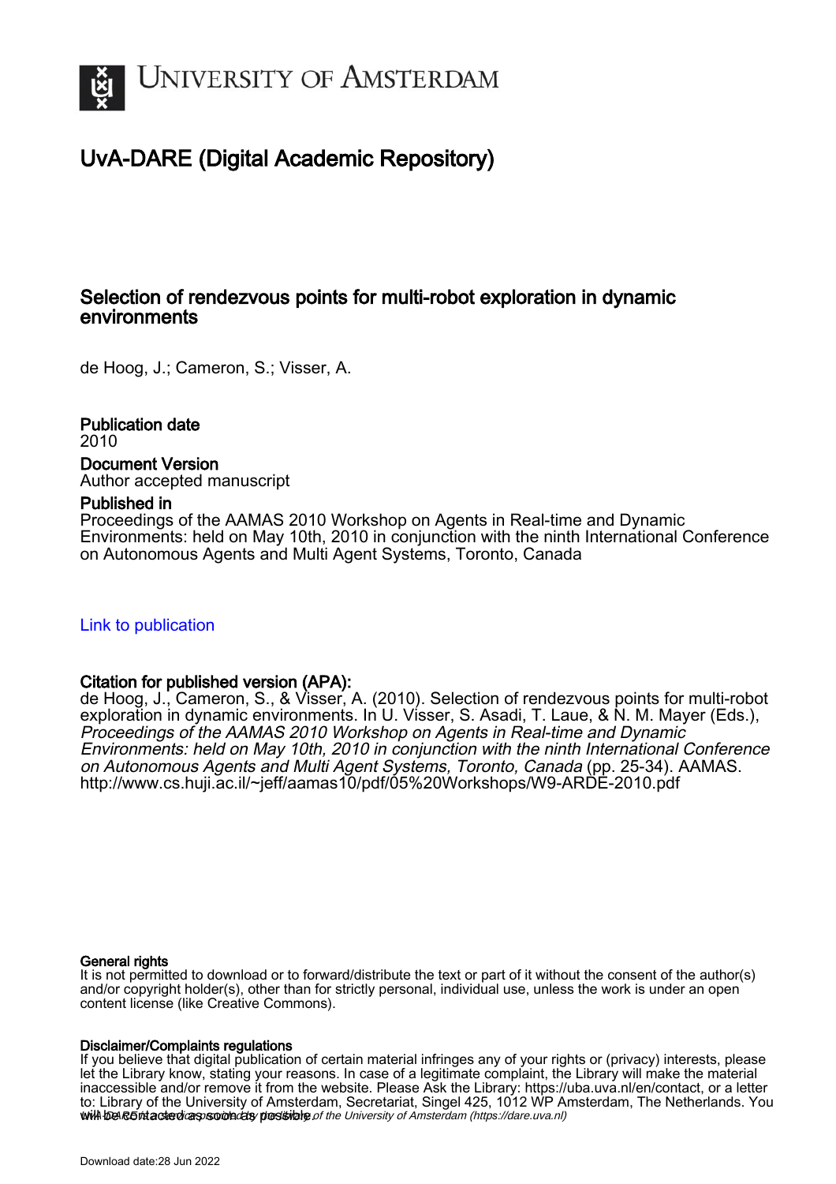UNIVERSITY OF AMSTERDAM

# UvA-DARE (Digital Academic Repository)

## Selection of rendezvous points for multi-robot exploration in dynamic environments

de Hoog, J.; Cameron, S.; Visser, A.

**Publication date**
2010

**Document Version**
Author accepted manuscript

**Published in**
Proceedings of the AAMAS 2010 Workshop on Agents in Real-time and Dynamic Environments: held on May 10th, 2010 in conjunction with the ninth International Conference on Autonomous Agents and Multi Agent Systems, Toronto, Canada

[Link to publication]

**Citation for published version (APA):**
de Hoog, J., Cameron, S., & Visser, A. (2010). Selection of rendezvous points for multi-robot exploration in dynamic environments. In U. Visser, S. Asadi, T. Laue, & N. M. Mayer (Eds.), *Proceedings of the AAMAS 2010 Workshop on Agents in Real-time and Dynamic Environments: held on May 10th, 2010 in conjunction with the ninth International Conference on Autonomous Agents and Multi Agent Systems, Toronto, Canada* (pp. 25-34). AAMAS. http://www.cs.huji.ac.il/~jeff/aamas10/pdf/05%20Workshops/W9-ARDE-2010.pdf

**General rights**
It is not permitted to download or to forward/distribute the text or part of it without the consent of the author(s) and/or copyright holder(s), other than for strictly personal, individual use, unless the work is under an open content license (like Creative Commons).

**Disclaimer/Complaints regulations**
If you believe that digital publication of certain material infringes any of your rights or (privacy) interests, please let the Library know, stating your reasons. In case of a legitimate complaint, the Library will make the material inaccessible and/or remove it from the website. Please Ask the Library: https://uba.uva.nl/en/contact, or a letter to: Library of the University of Amsterdam, Secretariat, Singel 425, 1012 WP Amsterdam, The Netherlands. You will be contacted as soon as possible.

UvA-DARE is a service provided by the library of the University of Amsterdam (https://dare.uva.nl)

Download date:28 Jun 2022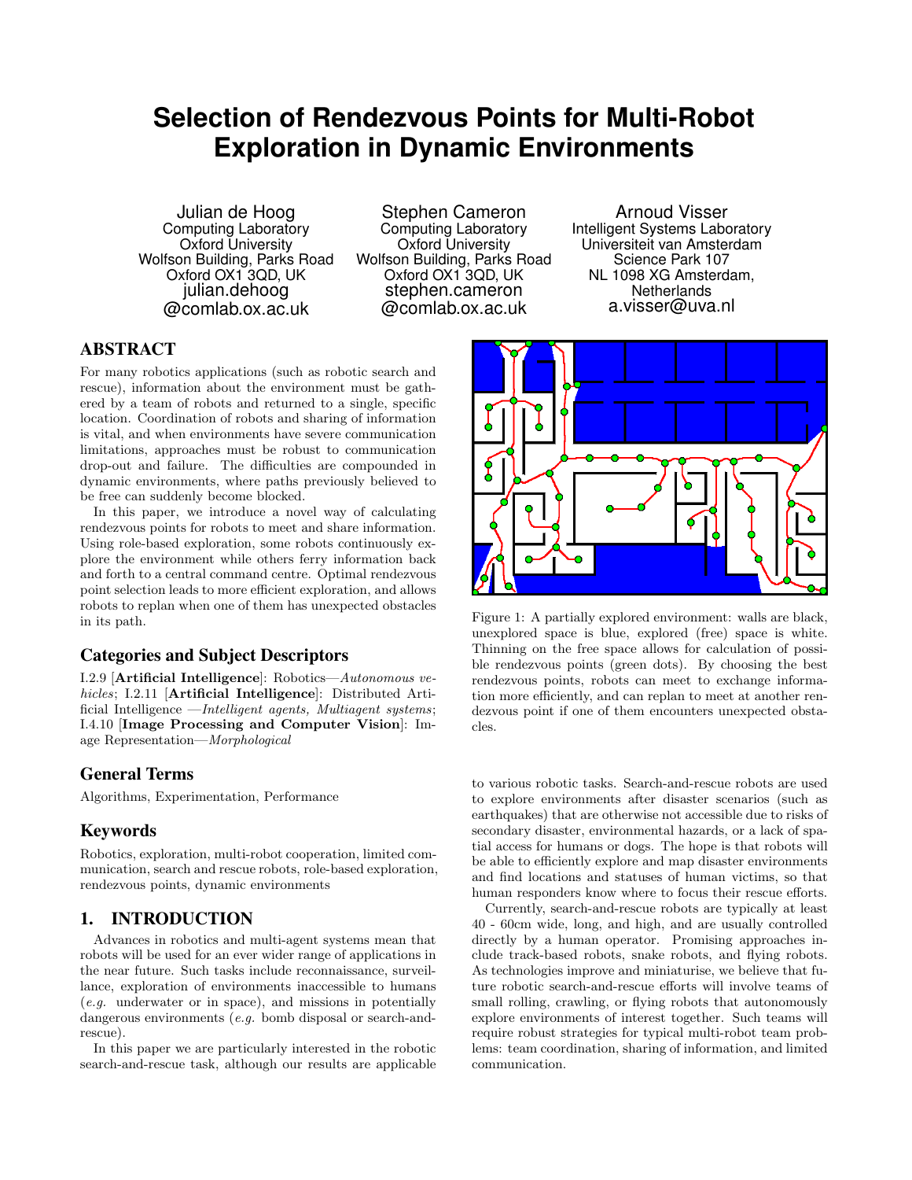# Selection of Rendezvous Points for Multi-Robot Exploration in Dynamic Environments

Julian de Hoog
Computing Laboratory
Oxford University
Wolfson Building, Parks Road
Oxford OX1 3QD, UK
julian.dehoog
@comlab.ox.ac.uk

Stephen Cameron
Computing Laboratory
Oxford University
Wolfson Building, Parks Road
Oxford OX1 3QD, UK
stephen.cameron
@comlab.ox.ac.uk

Arnoud Visser
Intelligent Systems Laboratory
Universiteit van Amsterdam
Science Park 107
NL 1098 XG Amsterdam,
Netherlands
a.visser@uva.nl

## ABSTRACT

For many robotics applications (such as robotic search and rescue), information about the environment must be gathered by a team of robots and returned to a single, specific location. Coordination of robots and sharing of information is vital, and when environments have severe communication limitations, approaches must be robust to communication drop-out and failure. The difficulties are compounded in dynamic environments, where paths previously believed to be free can suddenly become blocked.

In this paper, we introduce a novel way of calculating rendezvous points for robots to meet and share information. Using role-based exploration, some robots continuously explore the environment while others ferry information back and forth to a central command centre. Optimal rendezvous point selection leads to more efficient exploration, and allows robots to replan when one of them has unexpected obstacles in its path.

### Categories and Subject Descriptors

I.2.9 [**Artificial Intelligence**]: Robotics—*Autonomous vehicles*; I.2.11 [**Artificial Intelligence**]: Distributed Artificial Intelligence —*Intelligent agents, Multiagent systems*; I.4.10 [**Image Processing and Computer Vision**]: Image Representation—*Morphological*

### General Terms

Algorithms, Experimentation, Performance

### Keywords

Robotics, exploration, multi-robot cooperation, limited communication, search and rescue robots, role-based exploration, rendezvous points, dynamic environments

## 1. INTRODUCTION

Advances in robotics and multi-agent systems mean that robots will be used for an ever wider range of applications in the near future. Such tasks include reconnaissance, surveillance, exploration of environments inaccessible to humans (*e.g.* underwater or in space), and missions in potentially dangerous environments (*e.g.* bomb disposal or search-and-rescue).

In this paper we are particularly interested in the robotic search-and-rescue task, although our results are applicable to various robotic tasks. Search-and-rescue robots are used to explore environments after disaster scenarios (such as earthquakes) that are otherwise not accessible due to risks of secondary disaster, environmental hazards, or a lack of spatial access for humans or dogs. The hope is that robots will be able to efficiently explore and map disaster environments and find locations and statuses of human victims, so that human responders know where to focus their rescue efforts.

Currently, search-and-rescue robots are typically at least 40 - 60cm wide, long, and high, and are usually controlled directly by a human operator. Promising approaches include track-based robots, snake robots, and flying robots. As technologies improve and miniaturise, we believe that future robotic search-and-rescue efforts will involve teams of small rolling, crawling, or flying robots that autonomously explore environments of interest together. Such teams will require robust strategies for typical multi-robot team problems: team coordination, sharing of information, and limited communication.

Figure 1: A partially explored environment: walls are black, unexplored space is blue, explored (free) space is white. Thinning on the free space allows for calculation of possible rendezvous points (green dots). By choosing the best rendezvous points, robots can meet to exchange information more efficiently, and can replan to meet at another rendezvous point if one of them encounters unexpected obstacles.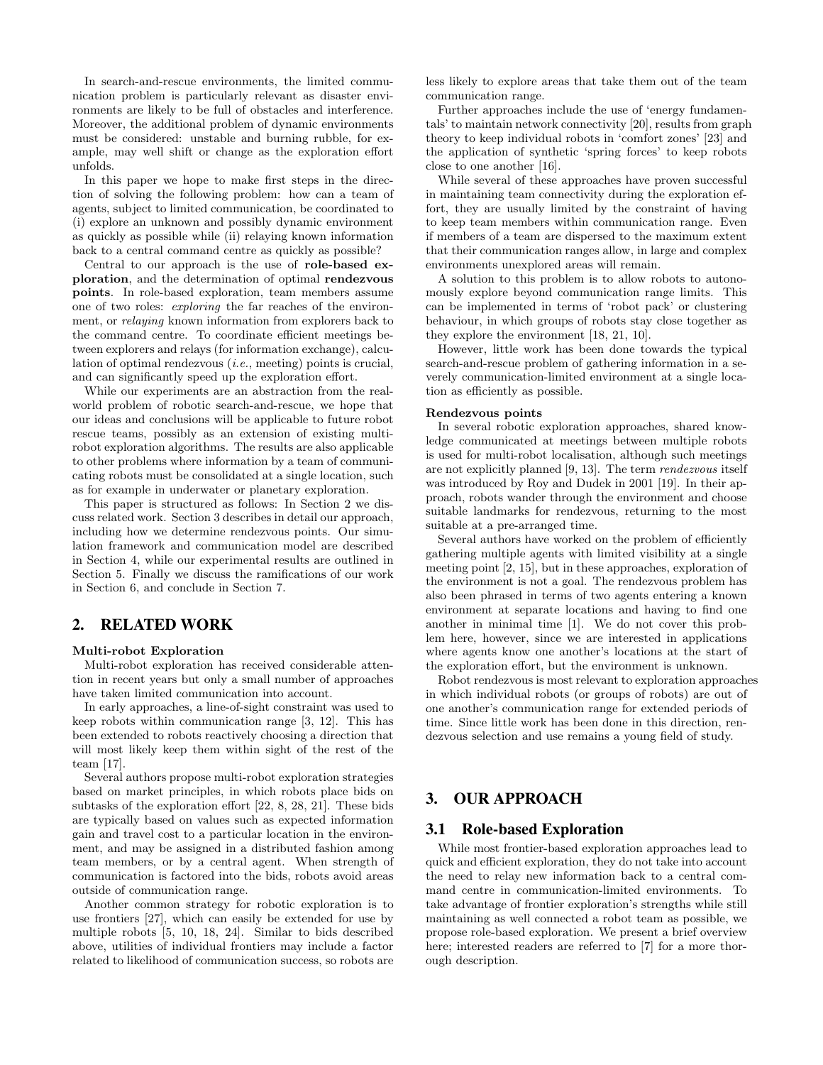In search-and-rescue environments, the limited communication problem is particularly relevant as disaster environments are likely to be full of obstacles and interference. Moreover, the additional problem of dynamic environments must be considered: unstable and burning rubble, for example, may well shift or change as the exploration effort unfolds.

In this paper we hope to make first steps in the direction of solving the following problem: how can a team of agents, subject to limited communication, be coordinated to (i) explore an unknown and possibly dynamic environment as quickly as possible while (ii) relaying known information back to a central command centre as quickly as possible?

Central to our approach is the use of **role-based exploration**, and the determination of optimal **rendezvous points**. In role-based exploration, team members assume one of two roles: *exploring* the far reaches of the environment, or *relaying* known information from explorers back to the command centre. To coordinate efficient meetings between explorers and relays (for information exchange), calculation of optimal rendezvous (*i.e.*, meeting) points is crucial, and can significantly speed up the exploration effort.

While our experiments are an abstraction from the real-world problem of robotic search-and-rescue, we hope that our ideas and conclusions will be applicable to future robot rescue teams, possibly as an extension of existing multi-robot exploration algorithms. The results are also applicable to other problems where information by a team of communicating robots must be consolidated at a single location, such as for example in underwater or planetary exploration.

This paper is structured as follows: In Section 2 we discuss related work. Section 3 describes in detail our approach, including how we determine rendezvous points. Our simulation framework and communication model are described in Section 4, while our experimental results are outlined in Section 5. Finally we discuss the ramifications of our work in Section 6, and conclude in Section 7.

## 2. RELATED WORK

**Multi-robot Exploration**

Multi-robot exploration has received considerable attention in recent years but only a small number of approaches have taken limited communication into account.

In early approaches, a line-of-sight constraint was used to keep robots within communication range [3, 12]. This has been extended to robots reactively choosing a direction that will most likely keep them within sight of the rest of the team [17].

Several authors propose multi-robot exploration strategies based on market principles, in which robots place bids on subtasks of the exploration effort [22, 8, 28, 21]. These bids are typically based on values such as expected information gain and travel cost to a particular location in the environment, and may be assigned in a distributed fashion among team members, or by a central agent. When strength of communication is factored into the bids, robots avoid areas outside of communication range.

Another common strategy for robotic exploration is to use frontiers [27], which can easily be extended for use by multiple robots [5, 10, 18, 24]. Similar to bids described above, utilities of individual frontiers may include a factor related to likelihood of communication success, so robots are less likely to explore areas that take them out of the team communication range.

Further approaches include the use of 'energy fundamentals' to maintain network connectivity [20], results from graph theory to keep individual robots in 'comfort zones' [23] and the application of synthetic 'spring forces' to keep robots close to one another [16].

While several of these approaches have proven successful in maintaining team connectivity during the exploration effort, they are usually limited by the constraint of having to keep team members within communication range. Even if members of a team are dispersed to the maximum extent that their communication ranges allow, in large and complex environments unexplored areas will remain.

A solution to this problem is to allow robots to autonomously explore beyond communication range limits. This can be implemented in terms of 'robot pack' or clustering behaviour, in which groups of robots stay close together as they explore the environment [18, 21, 10].

However, little work has been done towards the typical search-and-rescue problem of gathering information in a severely communication-limited environment at a single location as efficiently as possible.

**Rendezvous points**

In several robotic exploration approaches, shared knowledge communicated at meetings between multiple robots is used for multi-robot localisation, although such meetings are not explicitly planned [9, 13]. The term *rendezvous* itself was introduced by Roy and Dudek in 2001 [19]. In their approach, robots wander through the environment and choose suitable landmarks for rendezvous, returning to the most suitable at a pre-arranged time.

Several authors have worked on the problem of efficiently gathering multiple agents with limited visibility at a single meeting point [2, 15], but in these approaches, exploration of the environment is not a goal. The rendezvous problem has also been phrased in terms of two agents entering a known environment at separate locations and having to find one another in minimal time [1]. We do not cover this problem here, however, since we are interested in applications where agents know one another's locations at the start of the exploration effort, but the environment is unknown.

Robot rendezvous is most relevant to exploration approaches in which individual robots (or groups of robots) are out of one another's communication range for extended periods of time. Since little work has been done in this direction, rendezvous selection and use remains a young field of study.

## 3. OUR APPROACH

### 3.1 Role-based Exploration

While most frontier-based exploration approaches lead to quick and efficient exploration, they do not take into account the need to relay new information back to a central command centre in communication-limited environments. To take advantage of frontier exploration's strengths while still maintaining as well connected a robot team as possible, we propose role-based exploration. We present a brief overview here; interested readers are referred to [7] for a more thorough description.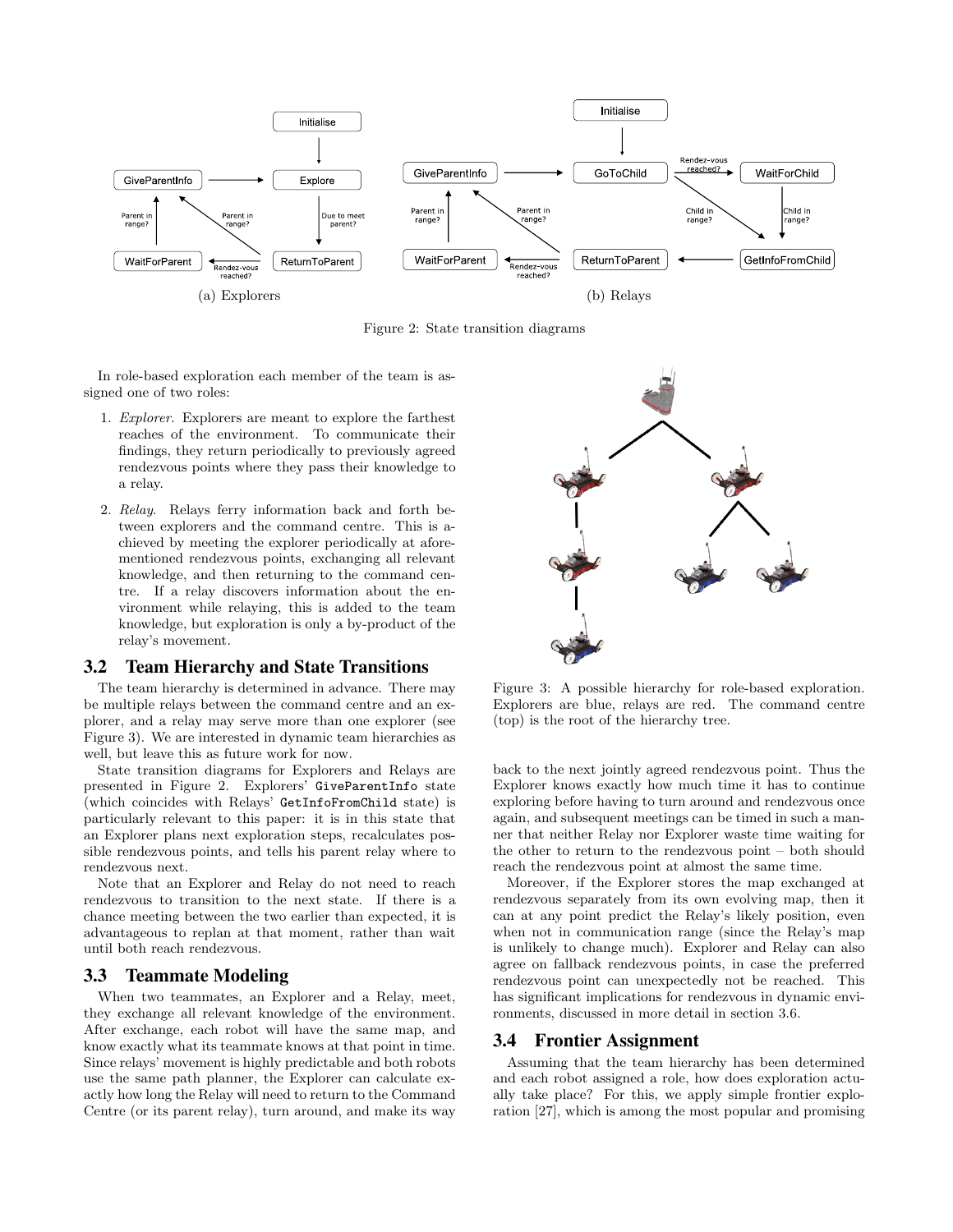Figure 2: State transition diagrams

(a) Explorers

(b) Relays

In role-based exploration each member of the team is assigned one of two roles:

1. *Explorer.* Explorers are meant to explore the farthest reaches of the environment. To communicate their findings, they return periodically to previously agreed rendezvous points where they pass their knowledge to a relay.
2. *Relay.* Relays ferry information back and forth between explorers and the command centre. This is achieved by meeting the explorer periodically at aforementioned rendezvous points, exchanging all relevant knowledge, and then returning to the command centre. If a relay discovers information about the environment while relaying, this is added to the team knowledge, but exploration is only a by-product of the relay's movement.

## 3.2 Team Hierarchy and State Transitions

The team hierarchy is determined in advance. There may be multiple relays between the command centre and an explorer, and a relay may serve more than one explorer (see Figure 3). We are interested in dynamic team hierarchies as well, but leave this as future work for now.

State transition diagrams for Explorers and Relays are presented in Figure 2. Explorers' `GiveParentInfo` state (which coincides with Relays' `GetInfoFromChild` state) is particularly relevant to this paper: it is in this state that an Explorer plans next exploration steps, recalculates possible rendezvous points, and tells his parent relay where to rendezvous next.

Note that an Explorer and Relay do not need to reach rendezvous to transition to the next state. If there is a chance meeting between the two earlier than expected, it is advantageous to replan at that moment, rather than wait until both reach rendezvous.

## 3.3 Teammate Modeling

When two teammates, an Explorer and a Relay, meet, they exchange all relevant knowledge of the environment. After exchange, each robot will have the same map, and know exactly what its teammate knows at that point in time. Since relays' movement is highly predictable and both robots use the same path planner, the Explorer can calculate exactly how long the Relay will need to return to the Command Centre (or its parent relay), turn around, and make its way back to the next jointly agreed rendezvous point. Thus the Explorer knows exactly how much time it has to continue exploring before having to turn around and rendezvous once again, and subsequent meetings can be timed in such a manner that neither Relay nor Explorer waste time waiting for the other to return to the rendezvous point – both should reach the rendezvous point at almost the same time.

Moreover, if the Explorer stores the map exchanged at rendezvous separately from its own evolving map, then it can at any point predict the Relay's likely position, even when not in communication range (since the Relay's map is unlikely to change much). Explorer and Relay can also agree on fallback rendezvous points, in case the preferred rendezvous point can unexpectedly not be reached. This has significant implications for rendezvous in dynamic environments, discussed in more detail in section 3.6.

Figure 3: A possible hierarchy for role-based exploration. Explorers are blue, relays are red. The command centre (top) is the root of the hierarchy tree.

## 3.4 Frontier Assignment

Assuming that the team hierarchy has been determined and each robot assigned a role, how does exploration actually take place? For this, we apply simple frontier exploration [27], which is among the most popular and promising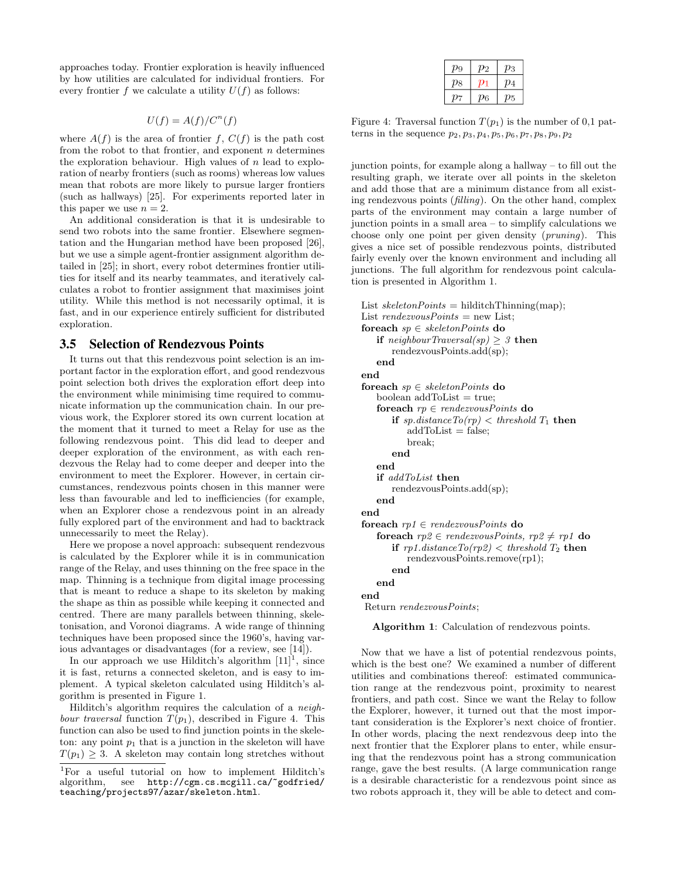approaches today. Frontier exploration is heavily influenced by how utilities are calculated for individual frontiers. For every frontier $f$ we calculate a utility $U(f)$ as follows:

$$U(f) = A(f)/C^n(f)$$

where $A(f)$ is the area of frontier $f$, $C(f)$ is the path cost from the robot to that frontier, and exponent $n$ determines the exploration behaviour. High values of $n$ lead to exploration of nearby frontiers (such as rooms) whereas low values mean that robots are more likely to pursue larger frontiers (such as hallways) [25]. For experiments reported later in this paper we use $n = 2$.

An additional consideration is that it is undesirable to send two robots into the same frontier. Elsewhere segmentation and the Hungarian method have been proposed [26], but we use a simple agent-frontier assignment algorithm detailed in [25]; in short, every robot determines frontier utilities for itself and its nearby teammates, and iteratively calculates a robot to frontier assignment that maximises joint utility. While this method is not necessarily optimal, it is fast, and in our experience entirely sufficient for distributed exploration.

### 3.5 Selection of Rendezvous Points

It turns out that this rendezvous point selection is an important factor in the exploration effort, and good rendezvous point selection both drives the exploration effort deep into the environment while minimising time required to communicate information up the communication chain. In our previous work, the Explorer stored its own current location at the moment that it turned to meet a Relay for use as the following rendezvous point. This did lead to deeper and deeper exploration of the environment, as with each rendezvous the Relay had to come deeper and deeper into the environment to meet the Explorer. However, in certain circumstances, rendezvous points chosen in this manner were less than favourable and led to inefficiencies (for example, when an Explorer chose a rendezvous point in an already fully explored part of the environment and had to backtrack unnecessarily to meet the Relay).

Here we propose a novel approach: subsequent rendezvous is calculated by the Explorer while it is in communication range of the Relay, and uses thinning on the free space in the map. Thinning is a technique from digital image processing that is meant to reduce a shape to its skeleton by making the shape as thin as possible while keeping it connected and centred. There are many parallels between thinning, skeletonisation, and Voronoi diagrams. A wide range of thinning techniques have been proposed since the 1960's, having various advantages or disadvantages (for a review, see [14]).

In our approach we use Hilditch's algorithm [11][1], since it is fast, returns a connected skeleton, and is easy to implement. A typical skeleton calculated using Hilditch's algorithm is presented in Figure 1.

Hilditch's algorithm requires the calculation of a *neighbour traversal* function $T(p_1)$, described in Figure 4. This function can also be used to find junction points in the skeleton: any point $p_1$ that is a junction in the skeleton will have $T(p_1) \geq 3$. A skeleton may contain long stretches without junction points, for example along a hallway – to fill out the resulting graph, we iterate over all points in the skeleton and add those that are a minimum distance from all existing rendezvous points (*filling*). On the other hand, complex parts of the environment may contain a large number of junction points in a small area – to simplify calculations we choose only one point per given density (*pruning*). This gives a nice set of possible rendezvous points, distributed fairly evenly over the known environment and including all junctions. The full algorithm for rendezvous point calculation is presented in Algorithm 1.

[1]For a useful tutorial on how to implement Hilditch's algorithm, see http://cgm.cs.mcgill.ca/~godfried/teaching/projects97/azar/skeleton.html.

| $p_9$ | $p_2$ | $p_3$ |
|---|---|---|
| $p_8$ | $p_1$ | $p_4$ |
| $p_7$ | $p_6$ | $p_5$ |

Figure 4: Traversal function $T(p_1)$ is the number of 0,1 patterns in the sequence $p_2, p_3, p_4, p_5, p_6, p_7, p_8, p_9, p_2$

```
List skeletonPoints = hilditchThinning(map);
List rendezvousPoints = new List;
foreach sp ∈ skeletonPoints do
    if neighbourTraversal(sp) ≥ 3 then
        rendezvousPoints.add(sp);
    end
end
foreach sp ∈ skeletonPoints do
    boolean addToList = true;
    foreach rp ∈ rendezvousPoints do
        if sp.distanceTo(rp) < threshold T1 then
            addToList = false;
            break;
        end
    end
    if addToList then
        rendezvousPoints.add(sp);
    end
end
foreach rp1 ∈ rendezvousPoints do
    foreach rp2 ∈ rendezvousPoints, rp2 ≠ rp1 do
        if rp1.distanceTo(rp2) < threshold T2 then
            rendezvousPoints.remove(rp1);
        end
    end
end
Return rendezvousPoints;
```

**Algorithm 1**: Calculation of rendezvous points.

Now that we have a list of potential rendezvous points, which is the best one? We examined a number of different utilities and combinations thereof: estimated communication range at the rendezvous point, proximity to nearest frontiers, and path cost. Since we want the Relay to follow the Explorer, however, it turned out that the most important consideration is the Explorer's next choice of frontier. In other words, placing the next rendezvous deep into the next frontier that the Explorer plans to enter, while ensuring that the rendezvous point has a strong communication range, gave the best results. (A large communication range is a desirable characteristic for a rendezvous point since as two robots approach it, they will be able to detect and com-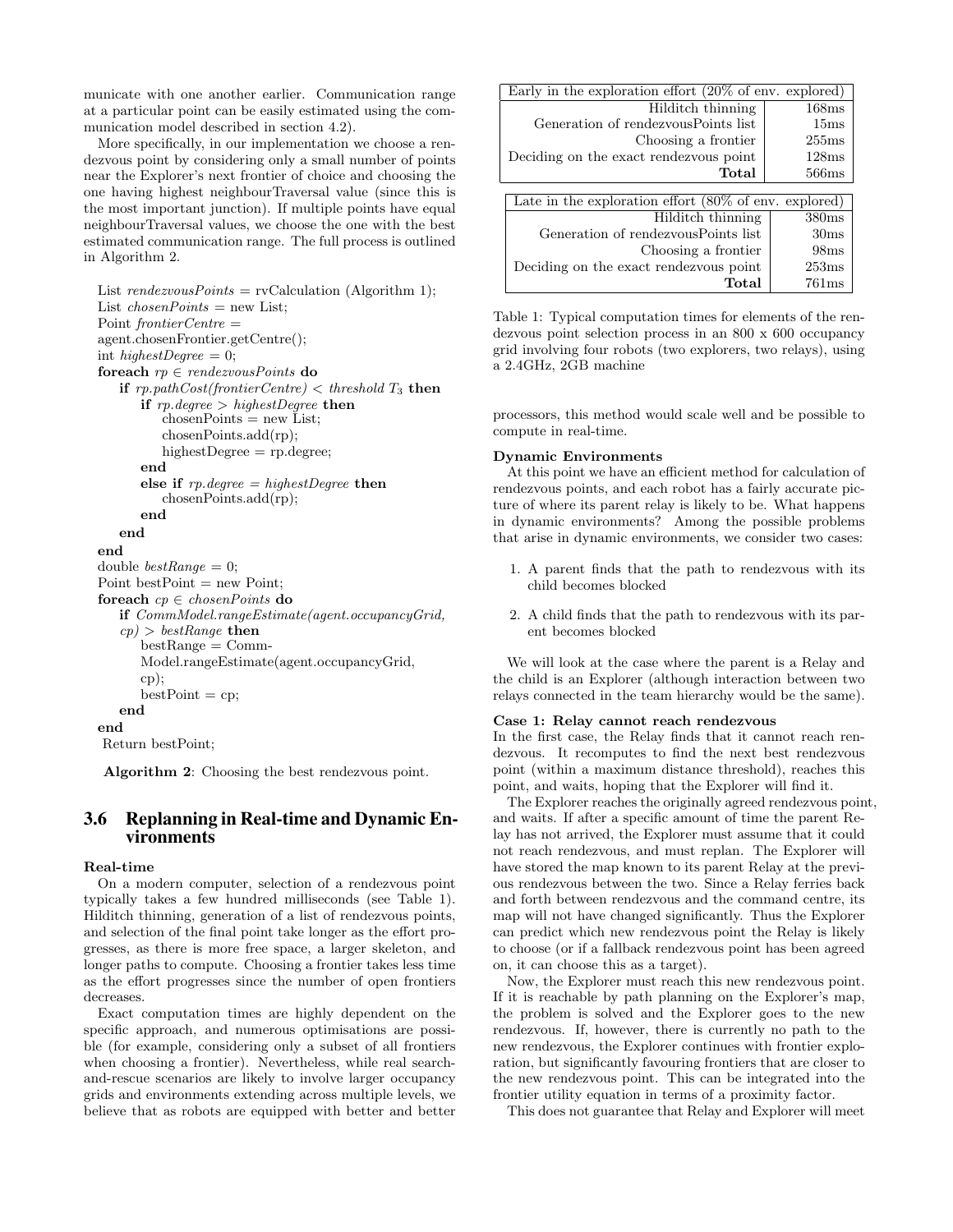municate with one another earlier. Communication range at a particular point can be easily estimated using the communication model described in section 4.2).

More specifically, in our implementation we choose a rendezvous point by considering only a small number of points near the Explorer's next frontier of choice and choosing the one having highest neighbourTraversal value (since this is the most important junction). If multiple points have equal neighbourTraversal values, we choose the one with the best estimated communication range. The full process is outlined in Algorithm 2.

```
List rendezvousPoints = rvCalculation (Algorithm 1);
List chosenPoints = new List;
Point frontierCentre =
agent.chosenFrontier.getCentre();
int highestDegree = 0;
foreach rp ∈ rendezvousPoints do
    if rp.pathCost(frontierCentre) < threshold T3 then
        if rp.degree > highestDegree then
            chosenPoints = new List;
            chosenPoints.add(rp);
            highestDegree = rp.degree;
        end
        else if rp.degree = highestDegree then
            chosenPoints.add(rp);
        end
    end
end
double bestRange = 0;
Point bestPoint = new Point;
foreach cp ∈ chosenPoints do
    if CommModel.rangeEstimate(agent.occupancyGrid,
    cp) > bestRange then
        bestRange = CommModel.rangeEstimate(agent.occupancyGrid,
        cp);
        bestPoint = cp;
    end
end
Return bestPoint;
```

**Algorithm 2**: Choosing the best rendezvous point.

## 3.6 Replanning in Real-time and Dynamic Environments

**Real-time**

On a modern computer, selection of a rendezvous point typically takes a few hundred milliseconds (see Table 1). Hilditch thinning, generation of a list of rendezvous points, and selection of the final point take longer as the effort progresses, as there is more free space, a larger skeleton, and longer paths to compute. Choosing a frontier takes less time as the effort progresses since the number of open frontiers decreases.

Exact computation times are highly dependent on the specific approach, and numerous optimisations are possible (for example, considering only a subset of all frontiers when choosing a frontier). Nevertheless, while real search-and-rescue scenarios are likely to involve larger occupancy grids and environments extending across multiple levels, we believe that as robots are equipped with better and better processors, this method would scale well and be possible to compute in real-time.

| Early in the exploration effort (20% of env. explored) | |
|---|---|
| Hilditch thinning | 168ms |
| Generation of rendezvousPoints list | 15ms |
| Choosing a frontier | 255ms |
| Deciding on the exact rendezvous point | 128ms |
| **Total** | 566ms |

| Late in the exploration effort (80% of env. explored) | |
|---|---|
| Hilditch thinning | 380ms |
| Generation of rendezvousPoints list | 30ms |
| Choosing a frontier | 98ms |
| Deciding on the exact rendezvous point | 253ms |
| **Total** | 761ms |

Table 1: Typical computation times for elements of the rendezvous point selection process in an 800 x 600 occupancy grid involving four robots (two explorers, two relays), using a 2.4GHz, 2GB machine

**Dynamic Environments**

At this point we have an efficient method for calculation of rendezvous points, and each robot has a fairly accurate picture of where its parent relay is likely to be. What happens in dynamic environments? Among the possible problems that arise in dynamic environments, we consider two cases:

1. A parent finds that the path to rendezvous with its child becomes blocked
2. A child finds that the path to rendezvous with its parent becomes blocked

We will look at the case where the parent is a Relay and the child is an Explorer (although interaction between two relays connected in the team hierarchy would be the same).

**Case 1: Relay cannot reach rendezvous**

In the first case, the Relay finds that it cannot reach rendezvous. It recomputes to find the next best rendezvous point (within a maximum distance threshold), reaches this point, and waits, hoping that the Explorer will find it.

The Explorer reaches the originally agreed rendezvous point, and waits. If after a specific amount of time the parent Relay has not arrived, the Explorer must assume that it could not reach rendezvous, and must replan. The Explorer will have stored the map known to its parent Relay at the previous rendezvous between the two. Since a Relay ferries back and forth between rendezvous and the command centre, its map will not have changed significantly. Thus the Explorer can predict which new rendezvous point the Relay is likely to choose (or if a fallback rendezvous point has been agreed on, it can choose this as a target).

Now, the Explorer must reach this new rendezvous point. If it is reachable by path planning on the Explorer's map, the problem is solved and the Explorer goes to the new rendezvous. If, however, there is currently no path to the new rendezvous, the Explorer continues with frontier exploration, but significantly favouring frontiers that are closer to the new rendezvous point. This can be integrated into the frontier utility equation in terms of a proximity factor.

This does not guarantee that Relay and Explorer will meet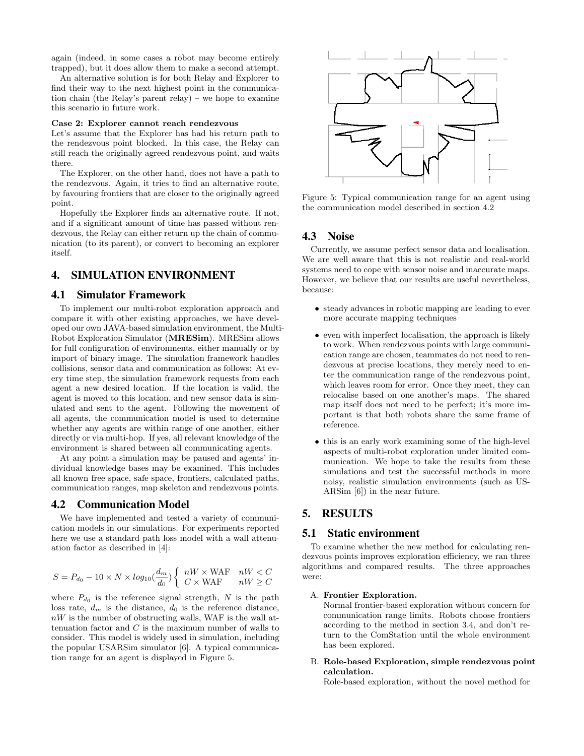again (indeed, in some cases a robot may become entirely trapped), but it does allow them to make a second attempt.

An alternative solution is for both Relay and Explorer to find their way to the next highest point in the communication chain (the Relay's parent relay) – we hope to examine this scenario in future work.

**Case 2: Explorer cannot reach rendezvous**
Let's assume that the Explorer has had his return path to the rendezvous point blocked. In this case, the Relay can still reach the originally agreed rendezvous point, and waits there.

The Explorer, on the other hand, does not have a path to the rendezvous. Again, it tries to find an alternative route, by favouring frontiers that are closer to the originally agreed point.

Hopefully the Explorer finds an alternative route. If not, and if a significant amount of time has passed without rendezvous, the Relay can either return up the chain of communication (to its parent), or convert to becoming an explorer itself.

## 4. SIMULATION ENVIRONMENT

### 4.1 Simulator Framework

To implement our multi-robot exploration approach and compare it with other existing approaches, we have developed our own JAVA-based simulation environment, the Multi-Robot Exploration Simulator (**MRESim**). MRESim allows for full configuration of environments, either manually or by import of binary image. The simulation framework handles collisions, sensor data and communication as follows: At every time step, the simulation framework requests from each agent a new desired location. If the location is valid, the agent is moved to this location, and new sensor data is simulated and sent to the agent. Following the movement of all agents, the communication model is used to determine whether any agents are within range of one another, either directly or via multi-hop. If yes, all relevant knowledge of the environment is shared between all communicating agents.

At any point a simulation may be paused and agents' individual knowledge bases may be examined. This includes all known free space, safe space, frontiers, calculated paths, communication ranges, map skeleton and rendezvous points.

### 4.2 Communication Model

We have implemented and tested a variety of communication models in our simulations. For experiments reported here we use a standard path loss model with a wall attenuation factor as described in [4]:

$$S = P_{d_0} - 10 \times N \times log_{10}(\frac{d_m}{d_0}) \begin{cases} nW \times \text{WAF} & nW < C \\ C \times \text{WAF} & nW \geq C \end{cases}$$

where $P_{d_0}$ is the reference signal strength, $N$ is the path loss rate, $d_m$ is the distance, $d_0$ is the reference distance, $nW$ is the number of obstructing walls, WAF is the wall attenuation factor and $C$ is the maximum number of walls to consider. This model is widely used in simulation, including the popular USARSim simulator [6]. A typical communication range for an agent is displayed in Figure 5.

Figure 5: Typical communication range for an agent using the communication model described in section 4.2

### 4.3 Noise

Currently, we assume perfect sensor data and localisation. We are well aware that this is not realistic and real-world systems need to cope with sensor noise and inaccurate maps. However, we believe that our results are useful nevertheless, because:

- steady advances in robotic mapping are leading to ever more accurate mapping techniques
- even with imperfect localisation, the approach is likely to work. When rendezvous points with large communication range are chosen, teammates do not need to rendezvous at precise locations, they merely need to enter the communication range of the rendezvous point, which leaves room for error. Once they meet, they can relocalise based on one another's maps. The shared map itself does not need to be perfect; it's more important is that both robots share the same frame of reference.
- this is an early work examining some of the high-level aspects of multi-robot exploration under limited communication. We hope to take the results from these simulations and test the successful methods in more noisy, realistic simulation environments (such as USARSim [6]) in the near future.

## 5. RESULTS

### 5.1 Static environment

To examine whether the new method for calculating rendezvous points improves exploration efficiency, we ran three algorithms and compared results. The three approaches were:

A. **Frontier Exploration.**
Normal frontier-based exploration without concern for communication range limits. Robots choose frontiers according to the method in section 3.4, and don't return to the ComStation until the whole environment has been explored.

B. **Role-based Exploration, simple rendezvous point calculation.**
Role-based exploration, without the novel method for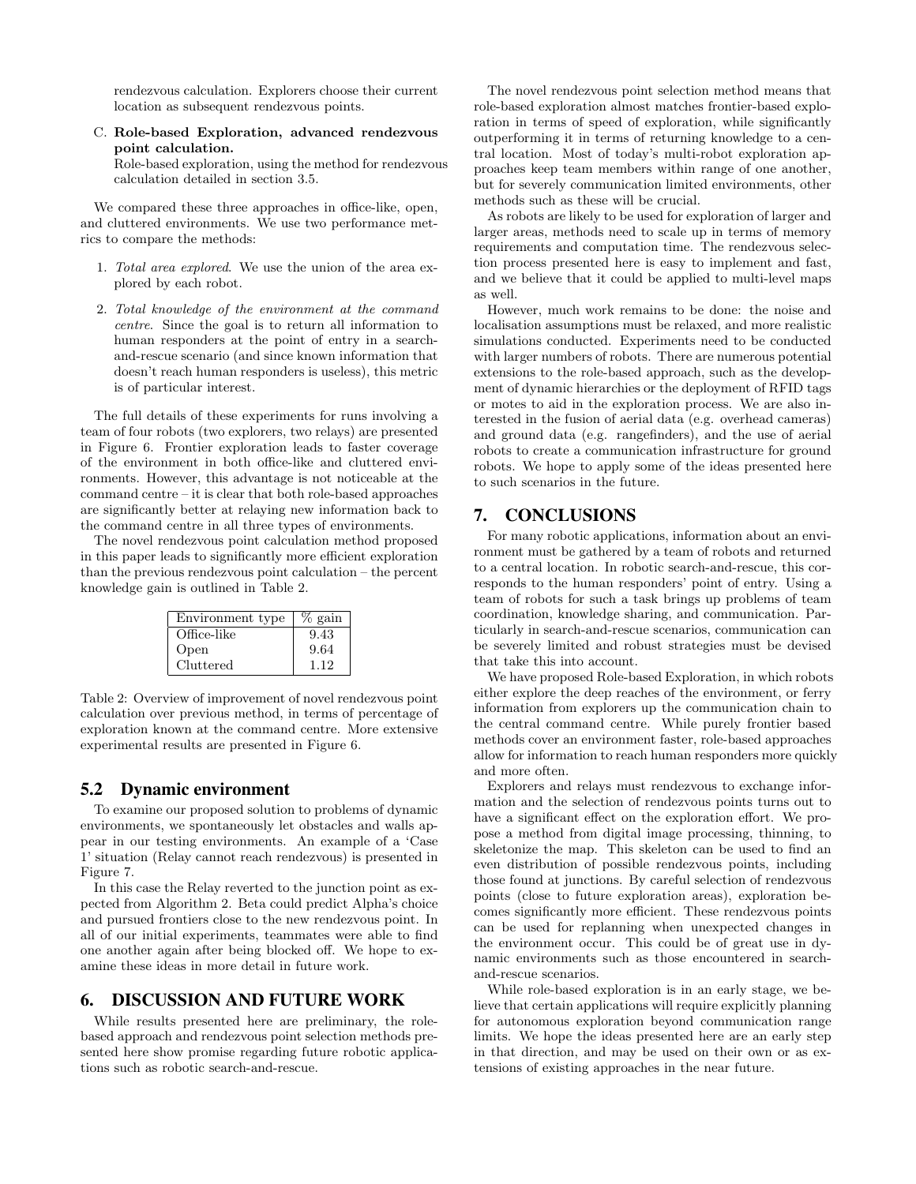rendezvous calculation. Explorers choose their current location as subsequent rendezvous points.

C. **Role-based Exploration, advanced rendezvous point calculation.**
Role-based exploration, using the method for rendezvous calculation detailed in section 3.5.

We compared these three approaches in office-like, open, and cluttered environments. We use two performance metrics to compare the methods:

1. *Total area explored*. We use the union of the area explored by each robot.
2. *Total knowledge of the environment at the command centre*. Since the goal is to return all information to human responders at the point of entry in a search-and-rescue scenario (and since known information that doesn't reach human responders is useless), this metric is of particular interest.

The full details of these experiments for runs involving a team of four robots (two explorers, two relays) are presented in Figure 6. Frontier exploration leads to faster coverage of the environment in both office-like and cluttered environments. However, this advantage is not noticeable at the command centre – it is clear that both role-based approaches are significantly better at relaying new information back to the command centre in all three types of environments.

The novel rendezvous point calculation method proposed in this paper leads to significantly more efficient exploration than the previous rendezvous point calculation – the percent knowledge gain is outlined in Table 2.

| Environment type | % gain |
|---|---|
| Office-like | 9.43 |
| Open | 9.64 |
| Cluttered | 1.12 |

Table 2: Overview of improvement of novel rendezvous point calculation over previous method, in terms of percentage of exploration known at the command centre. More extensive experimental results are presented in Figure 6.

## 5.2 Dynamic environment

To examine our proposed solution to problems of dynamic environments, we spontaneously let obstacles and walls appear in our testing environments. An example of a 'Case 1' situation (Relay cannot reach rendezvous) is presented in Figure 7.

In this case the Relay reverted to the junction point as expected from Algorithm 2. Beta could predict Alpha's choice and pursued frontiers close to the new rendezvous point. In all of our initial experiments, teammates were able to find one another again after being blocked off. We hope to examine these ideas in more detail in future work.

# 6. DISCUSSION AND FUTURE WORK

While results presented here are preliminary, the role-based approach and rendezvous point selection methods presented here show promise regarding future robotic applications such as robotic search-and-rescue.

The novel rendezvous point selection method means that role-based exploration almost matches frontier-based exploration in terms of speed of exploration, while significantly outperforming it in terms of returning knowledge to a central location. Most of today's multi-robot exploration approaches keep team members within range of one another, but for severely communication limited environments, other methods such as these will be crucial.

As robots are likely to be used for exploration of larger and larger areas, methods need to scale up in terms of memory requirements and computation time. The rendezvous selection process presented here is easy to implement and fast, and we believe that it could be applied to multi-level maps as well.

However, much work remains to be done: the noise and localisation assumptions must be relaxed, and more realistic simulations conducted. Experiments need to be conducted with larger numbers of robots. There are numerous potential extensions to the role-based approach, such as the development of dynamic hierarchies or the deployment of RFID tags or motes to aid in the exploration process. We are also interested in the fusion of aerial data (e.g. overhead cameras) and ground data (e.g. rangefinders), and the use of aerial robots to create a communication infrastructure for ground robots. We hope to apply some of the ideas presented here to such scenarios in the future.

# 7. CONCLUSIONS

For many robotic applications, information about an environment must be gathered by a team of robots and returned to a central location. In robotic search-and-rescue, this corresponds to the human responders' point of entry. Using a team of robots for such a task brings up problems of team coordination, knowledge sharing, and communication. Particularly in search-and-rescue scenarios, communication can be severely limited and robust strategies must be devised that take this into account.

We have proposed Role-based Exploration, in which robots either explore the deep reaches of the environment, or ferry information from explorers up the communication chain to the central command centre. While purely frontier based methods cover an environment faster, role-based approaches allow for information to reach human responders more quickly and more often.

Explorers and relays must rendezvous to exchange information and the selection of rendezvous points turns out to have a significant effect on the exploration effort. We propose a method from digital image processing, thinning, to skeletonize the map. This skeleton can be used to find an even distribution of possible rendezvous points, including those found at junctions. By careful selection of rendezvous points (close to future exploration areas), exploration becomes significantly more efficient. These rendezvous points can be used for replanning when unexpected changes in the environment occur. This could be of great use in dynamic environments such as those encountered in search-and-rescue scenarios.

While role-based exploration is in an early stage, we believe that certain applications will require explicitly planning for autonomous exploration beyond communication range limits. We hope the ideas presented here are an early step in that direction, and may be used on their own or as extensions of existing approaches in the near future.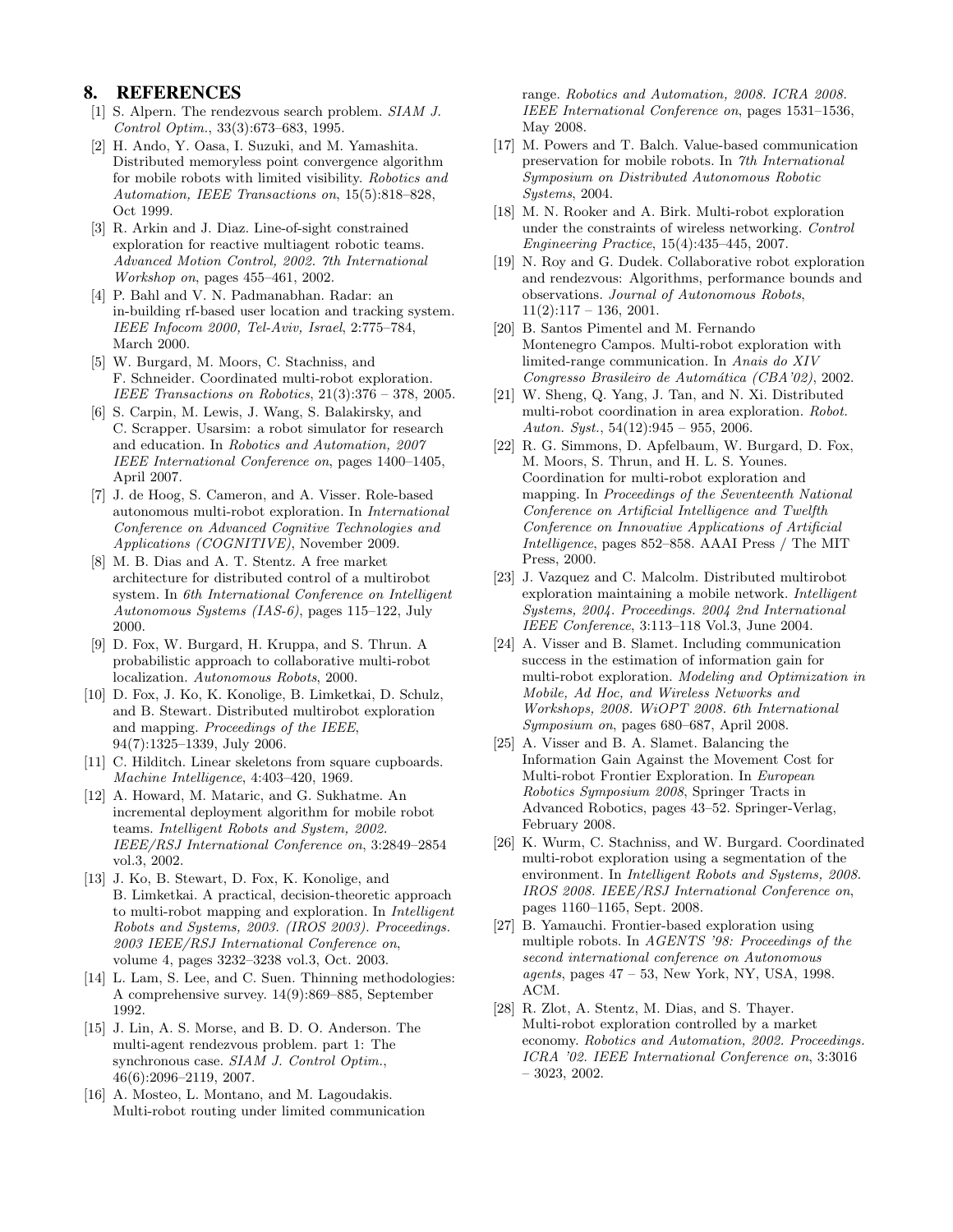## 8. REFERENCES

[1] S. Alpern. The rendezvous search problem. *SIAM J. Control Optim.*, 33(3):673–683, 1995.

[2] H. Ando, Y. Oasa, I. Suzuki, and M. Yamashita. Distributed memoryless point convergence algorithm for mobile robots with limited visibility. *Robotics and Automation, IEEE Transactions on*, 15(5):818–828, Oct 1999.

[3] R. Arkin and J. Diaz. Line-of-sight constrained exploration for reactive multiagent robotic teams. *Advanced Motion Control, 2002. 7th International Workshop on*, pages 455–461, 2002.

[4] P. Bahl and V. N. Padmanabhan. Radar: an in-building rf-based user location and tracking system. *IEEE Infocom 2000, Tel-Aviv, Israel*, 2:775–784, March 2000.

[5] W. Burgard, M. Moors, C. Stachniss, and F. Schneider. Coordinated multi-robot exploration. *IEEE Transactions on Robotics*, 21(3):376 – 378, 2005.

[6] S. Carpin, M. Lewis, J. Wang, S. Balakirsky, and C. Scrapper. Usarsim: a robot simulator for research and education. In *Robotics and Automation, 2007 IEEE International Conference on*, pages 1400–1405, April 2007.

[7] J. de Hoog, S. Cameron, and A. Visser. Role-based autonomous multi-robot exploration. In *International Conference on Advanced Cognitive Technologies and Applications (COGNITIVE)*, November 2009.

[8] M. B. Dias and A. T. Stentz. A free market architecture for distributed control of a multirobot system. In *6th International Conference on Intelligent Autonomous Systems (IAS-6)*, pages 115–122, July 2000.

[9] D. Fox, W. Burgard, H. Kruppa, and S. Thrun. A probabilistic approach to collaborative multi-robot localization. *Autonomous Robots*, 2000.

[10] D. Fox, J. Ko, K. Konolige, B. Limketkai, D. Schulz, and B. Stewart. Distributed multirobot exploration and mapping. *Proceedings of the IEEE*, 94(7):1325–1339, July 2006.

[11] C. Hilditch. Linear skeletons from square cupboards. *Machine Intelligence*, 4:403–420, 1969.

[12] A. Howard, M. Mataric, and G. Sukhatme. An incremental deployment algorithm for mobile robot teams. *Intelligent Robots and System, 2002. IEEE/RSJ International Conference on*, 3:2849–2854 vol.3, 2002.

[13] J. Ko, B. Stewart, D. Fox, K. Konolige, and B. Limketkai. A practical, decision-theoretic approach to multi-robot mapping and exploration. In *Intelligent Robots and Systems, 2003. (IROS 2003). Proceedings. 2003 IEEE/RSJ International Conference on*, volume 4, pages 3232–3238 vol.3, Oct. 2003.

[14] L. Lam, S. Lee, and C. Suen. Thinning methodologies: A comprehensive survey. 14(9):869–885, September 1992.

[15] J. Lin, A. S. Morse, and B. D. O. Anderson. The multi-agent rendezvous problem. part 1: The synchronous case. *SIAM J. Control Optim.*, 46(6):2096–2119, 2007.

[16] A. Mosteo, L. Montano, and M. Lagoudakis. Multi-robot routing under limited communication range. *Robotics and Automation, 2008. ICRA 2008. IEEE International Conference on*, pages 1531–1536, May 2008.

[17] M. Powers and T. Balch. Value-based communication preservation for mobile robots. In *7th International Symposium on Distributed Autonomous Robotic Systems*, 2004.

[18] M. N. Rooker and A. Birk. Multi-robot exploration under the constraints of wireless networking. *Control Engineering Practice*, 15(4):435–445, 2007.

[19] N. Roy and G. Dudek. Collaborative robot exploration and rendezvous: Algorithms, performance bounds and observations. *Journal of Autonomous Robots*, 11(2):117 – 136, 2001.

[20] B. Santos Pimentel and M. Fernando Montenegro Campos. Multi-robot exploration with limited-range communication. In *Anais do XIV Congresso Brasileiro de Automática (CBA'02)*, 2002.

[21] W. Sheng, Q. Yang, J. Tan, and N. Xi. Distributed multi-robot coordination in area exploration. *Robot. Auton. Syst.*, 54(12):945 – 955, 2006.

[22] R. G. Simmons, D. Apfelbaum, W. Burgard, D. Fox, M. Moors, S. Thrun, and H. L. S. Younes. Coordination for multi-robot exploration and mapping. In *Proceedings of the Seventeenth National Conference on Artificial Intelligence and Twelfth Conference on Innovative Applications of Artificial Intelligence*, pages 852–858. AAAI Press / The MIT Press, 2000.

[23] J. Vazquez and C. Malcolm. Distributed multirobot exploration maintaining a mobile network. *Intelligent Systems, 2004. Proceedings. 2004 2nd International IEEE Conference*, 3:113–118 Vol.3, June 2004.

[24] A. Visser and B. Slamet. Including communication success in the estimation of information gain for multi-robot exploration. *Modeling and Optimization in Mobile, Ad Hoc, and Wireless Networks and Workshops, 2008. WiOPT 2008. 6th International Symposium on*, pages 680–687, April 2008.

[25] A. Visser and B. A. Slamet. Balancing the Information Gain Against the Movement Cost for Multi-robot Frontier Exploration. In *European Robotics Symposium 2008*, Springer Tracts in Advanced Robotics, pages 43–52. Springer-Verlag, February 2008.

[26] K. Wurm, C. Stachniss, and W. Burgard. Coordinated multi-robot exploration using a segmentation of the environment. In *Intelligent Robots and Systems, 2008. IROS 2008. IEEE/RSJ International Conference on*, pages 1160–1165, Sept. 2008.

[27] B. Yamauchi. Frontier-based exploration using multiple robots. In *AGENTS '98: Proceedings of the second international conference on Autonomous agents*, pages 47 – 53, New York, NY, USA, 1998. ACM.

[28] R. Zlot, A. Stentz, M. Dias, and S. Thayer. Multi-robot exploration controlled by a market economy. *Robotics and Automation, 2002. Proceedings. ICRA '02. IEEE International Conference on*, 3:3016 – 3023, 2002.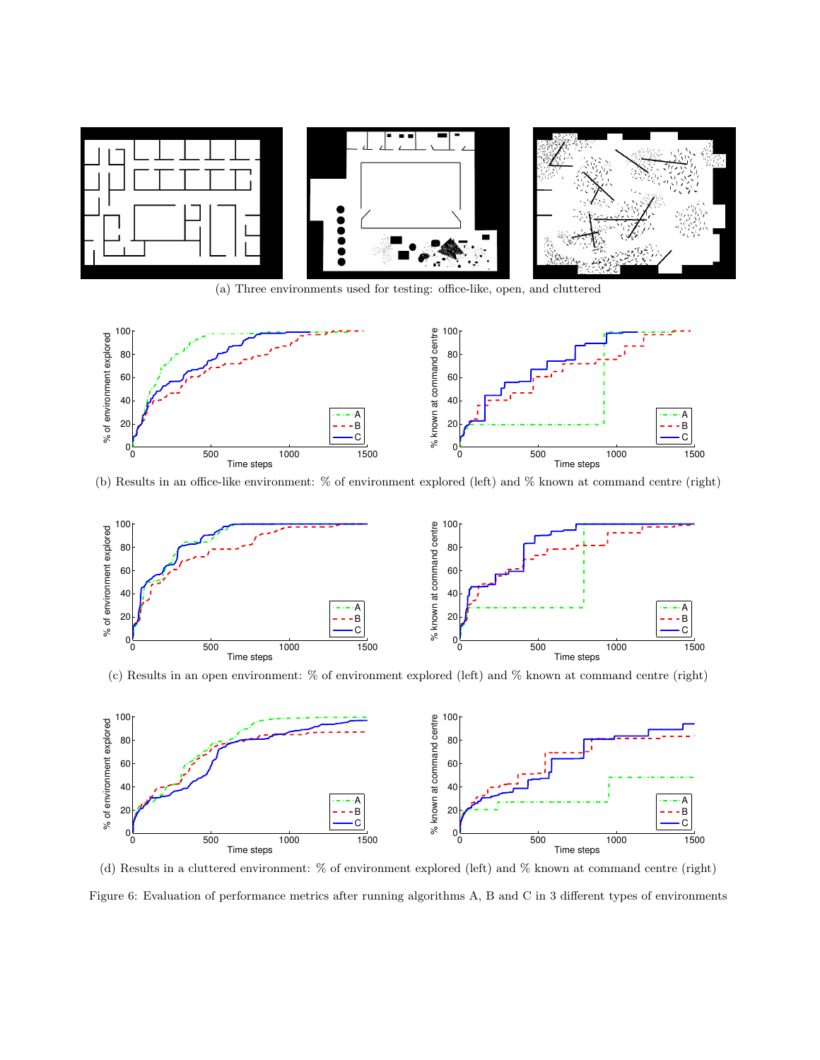(a) Three environments used for testing: office-like, open, and cluttered

(b) Results in an office-like environment: % of environment explored (left) and % known at command centre (right)

(c) Results in an open environment: % of environment explored (left) and % known at command centre (right)

(d) Results in a cluttered environment: % of environment explored (left) and % known at command centre (right)

Figure 6: Evaluation of performance metrics after running algorithms A, B and C in 3 different types of environments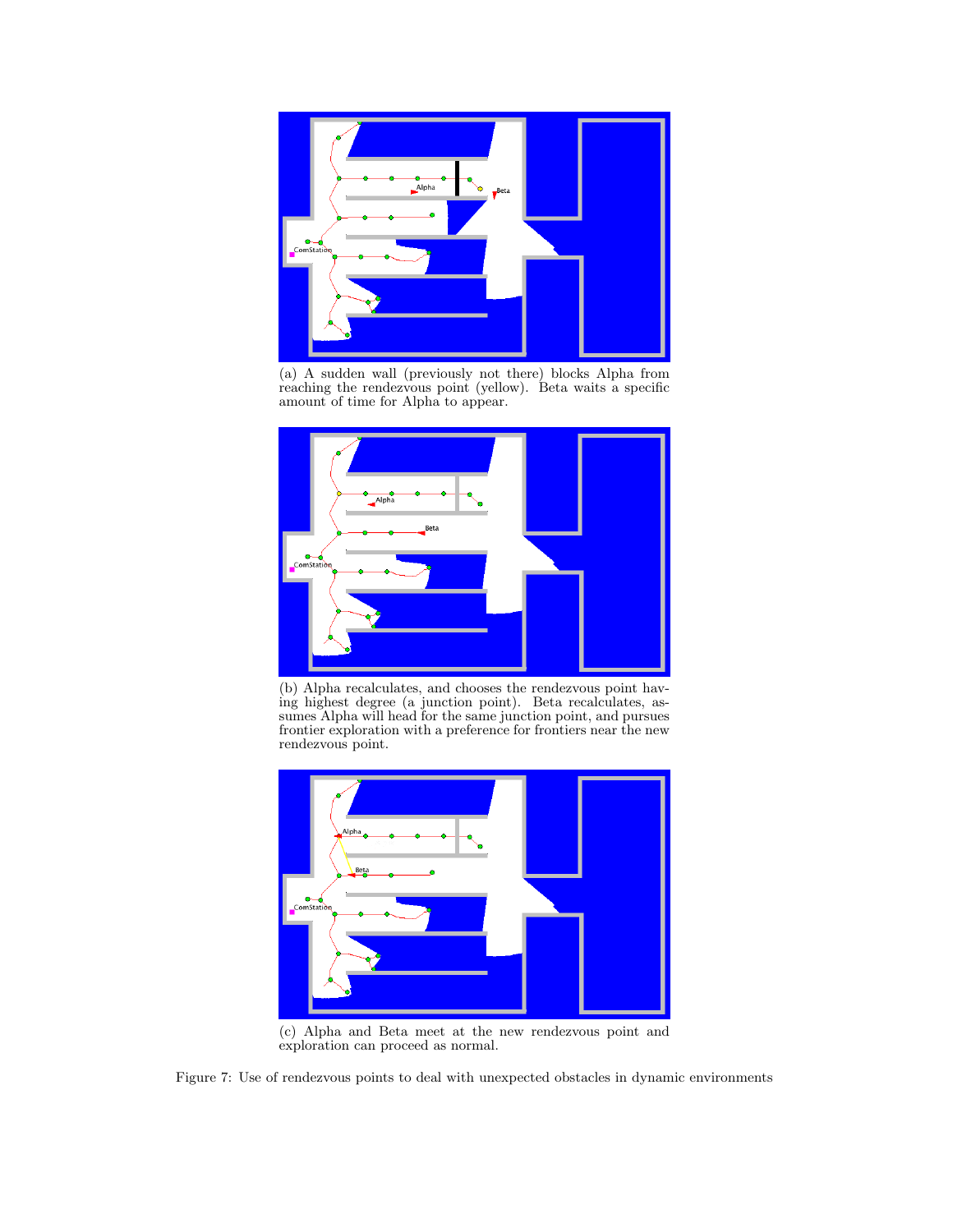(a) A sudden wall (previously not there) blocks Alpha from reaching the rendezvous point (yellow). Beta waits a specific amount of time for Alpha to appear.

(b) Alpha recalculates, and chooses the rendezvous point having highest degree (a junction point). Beta recalculates, assumes Alpha will head for the same junction point, and pursues frontier exploration with a preference for frontiers near the new rendezvous point.

(c) Alpha and Beta meet at the new rendezvous point and exploration can proceed as normal.

Figure 7: Use of rendezvous points to deal with unexpected obstacles in dynamic environments